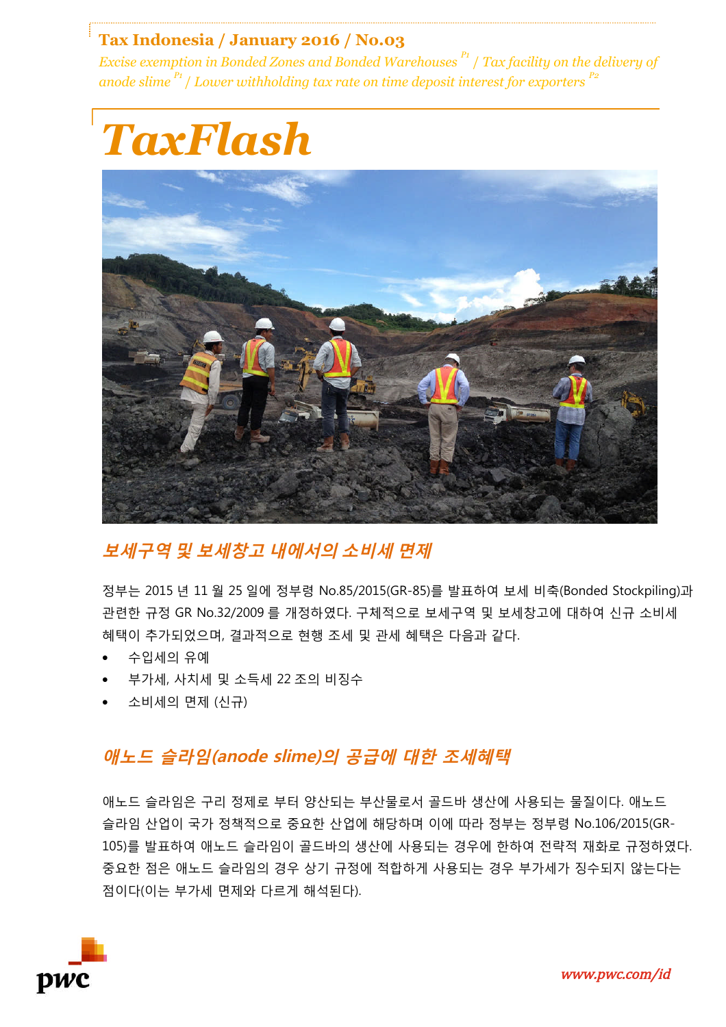**Tax Indonesia / January 2016 / No.03**

*Excise exemption in Bonded Zones and Bonded Warehouses P1 / Tax facility on the delivery of anode slime P1 / Lower withholding tax rate on time deposit interest for exporters P2*

# TaxFlash

## 보세구역 및 보세창고 내에서의 소비세 면제

정부는 2015 년 11 월 25 일에 정부령 No.85/2015(GR-85)를 발표하여 보세 비축(Bonded Stockpiling)과 관련한 규정 GR No.32/2009 를 개정하였다. 구체적으로 보세구역 및 보세창고에 대하여 신규 소비세 혜택이 추가되었으며, 결과적으로 현행 조세 및 관세 혜택은 다음과 같다.

- 수입세의 유예
- 부가세, 사치세 및 소득세 22 조의 비징수
- 소비세의 면제 (신규)

## 애노드 슬라임(anode slime)의 공급에 대한 조세혜택

애노드 슬라임은 구리 정제로 부터 양산되는 부산물로서 골드바 생산에 사용되는 물질이다. 애노드 슬라임 산업이 국가 정책적으로 중요한 산업에 해당하며 이에 따라 정부는 정부령 No.106/2015(GR-105)를 발표하여 애노드 슬라임이 골드바의 생산에 사용되는 경우에 한하여 전략적 재화로 규정하였다. 중요한 점은 애노드 슬라임의 경우 상기 규정에 적합하게 사용되는 경우 부가세가 징수되지 않는다는 점이다(이는 부가세 면제와 다르게 해석된다).

www.pwc.com/id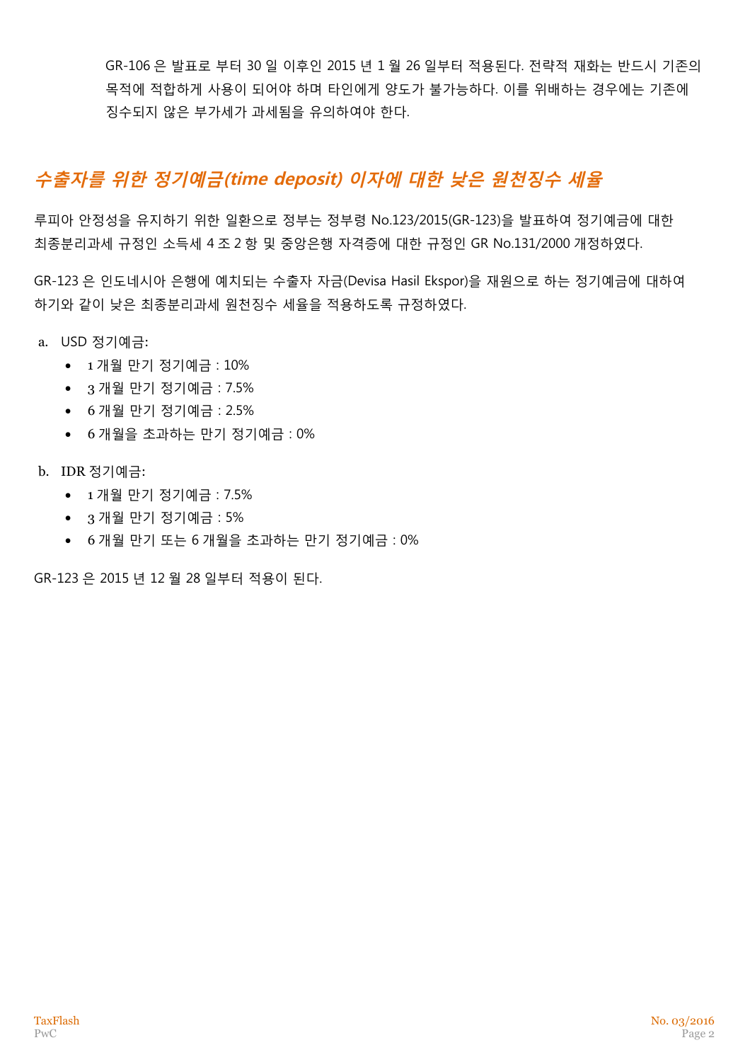GR-106 은 발표로 부터 30 일 이후인 2015 년 1 월 26 일부터 적용된다. 전략적 재화는 반드시 기존의 목적에 적합하게 사용이 되어야 하며 타인에게 양도가 불가능하다. 이를 위배하는 경우에는 기존에 징수되지 않은 부가세가 과세됨을 유의하여야 한다.

## *수출자를 위한 정기예금(time deposit) 이자에 대한 낮은 원천징수 세율*

루피아 안정성을 유지하기 위한 일환으로 정부는 정부령 No.123/2015(GR-123)을 발표하여 정기예금에 대한 최종분리과세 규정인 소득세 4 조 2 항 및 중앙은행 자격증에 대한 규정인 GR No.131/2000 개정하였다.

GR-123 은 인도네시아 은행에 예치되는 수출자 자금(Devisa Hasil Ekspor)을 재원으로 하는 정기예금에 대하여 하기와 같이 낮은 최종분리과세 원천징수 세율을 적용하도록 규정하였다.

a. USD 정기예금:
   - 1 개월 만기 정기예금 : 10%
   - 3 개월 만기 정기예금 : 7.5%
   - 6 개월 만기 정기예금 : 2.5%
   - 6 개월을 초과하는 만기 정기예금 : 0%

b. IDR 정기예금:
   - 1 개월 만기 정기예금 : 7.5%
   - 3 개월 만기 정기예금 : 5%
   - 6 개월 만기 또는 6 개월을 초과하는 만기 정기예금 : 0%

GR-123 은 2015 년 12 월 28 일부터 적용이 된다.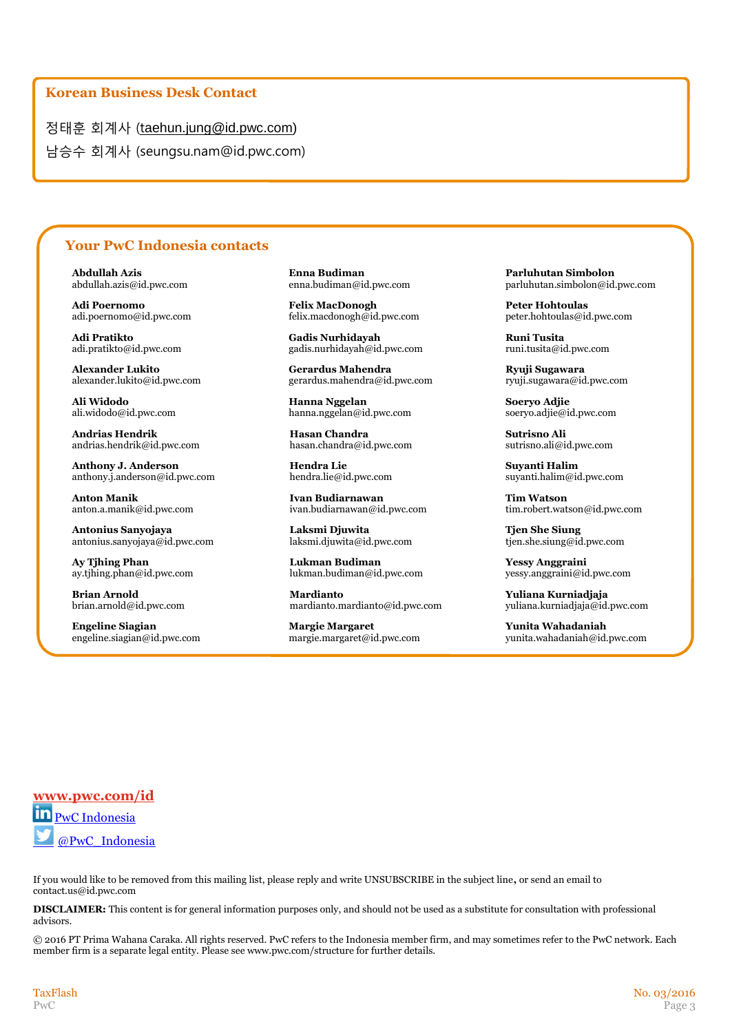## Korean Business Desk Contact

정태훈 회계사 (taehun.jung@id.pwc.com)

남승수 회계사 (seungsu.nam@id.pwc.com)

## Your PwC Indonesia contacts

**Abdullah Azis**
abdullah.azis@id.pwc.com

**Adi Poernomo**
adi.poernomo@id.pwc.com

**Adi Pratikto**
adi.pratikto@id.pwc.com

**Alexander Lukito**
alexander.lukito@id.pwc.com

**Ali Widodo**
ali.widodo@id.pwc.com

**Andrias Hendrik**
andrias.hendrik@id.pwc.com

**Anthony J. Anderson**
anthony.j.anderson@id.pwc.com

**Anton Manik**
anton.a.manik@id.pwc.com

**Antonius Sanyojaya**
antonius.sanyojaya@id.pwc.com

**Ay Tjhing Phan**
ay.tjhing.phan@id.pwc.com

**Brian Arnold**
brian.arnold@id.pwc.com

**Engeline Siagian**
engeline.siagian@id.pwc.com

**Enna Budiman**
enna.budiman@id.pwc.com

**Felix MacDonogh**
felix.macdonogh@id.pwc.com

**Gadis Nurhidayah**
gadis.nurhidayah@id.pwc.com

**Gerardus Mahendra**
gerardus.mahendra@id.pwc.com

**Hanna Nggelan**
hanna.nggelan@id.pwc.com

**Hasan Chandra**
hasan.chandra@id.pwc.com

**Hendra Lie**
hendra.lie@id.pwc.com

**Ivan Budiarnawan**
ivan.budiarnawan@id.pwc.com

**Laksmi Djuwita**
laksmi.djuwita@id.pwc.com

**Lukman Budiman**
lukman.budiman@id.pwc.com

**Mardianto**
mardianto.mardianto@id.pwc.com

**Margie Margaret**
margie.margaret@id.pwc.com

**Parluhutan Simbolon**
parluhutan.simbolon@id.pwc.com

**Peter Hohtoulas**
peter.hohtoulas@id.pwc.com

**Runi Tusita**
runi.tusita@id.pwc.com

**Ryuji Sugawara**
ryuji.sugawara@id.pwc.com

**Soeryo Adjie**
soeryo.adjie@id.pwc.com

**Sutrisno Ali**
sutrisno.ali@id.pwc.com

**Suyanti Halim**
suyanti.halim@id.pwc.com

**Tim Watson**
tim.robert.watson@id.pwc.com

**Tjen She Siung**
tjen.she.siung@id.pwc.com

**Yessy Anggraini**
yessy.anggraini@id.pwc.com

**Yuliana Kurniadjaja**
yuliana.kurniadjaja@id.pwc.com

**Yunita Wahadaniah**
yunita.wahadaniah@id.pwc.com

**www.pwc.com/id**

PwC Indonesia

@PwC_Indonesia

If you would like to be removed from this mailing list, please reply and write UNSUBSCRIBE in the subject line, or send an email to contact.us@id.pwc.com

**DISCLAIMER:** This content is for general information purposes only, and should not be used as a substitute for consultation with professional advisors.

© 2016 PT Prima Wahana Caraka. All rights reserved. PwC refers to the Indonesia member firm, and may sometimes refer to the PwC network. Each member firm is a separate legal entity. Please see www.pwc.com/structure for further details.